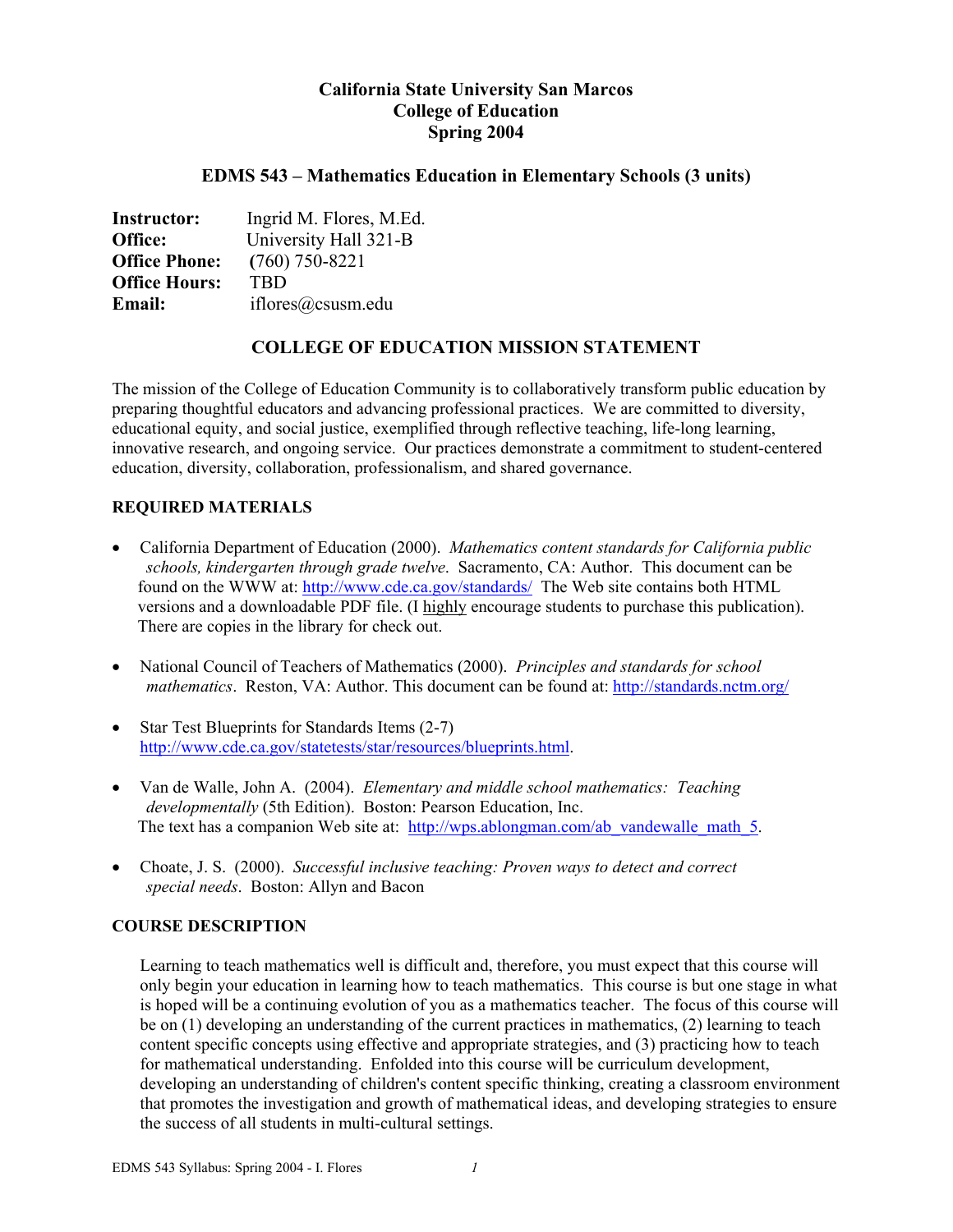# California State University San Marcos
## College of Education
## Spring 2004

### EDMS 543 – Mathematics Education in Elementary Schools (3 units)

**Instructor:** Ingrid M. Flores, M.Ed.
**Office:** University Hall 321-B
**Office Phone:** (760) 750-8221
**Office Hours:** TBD
**Email:** iflores@csusm.edu

## COLLEGE OF EDUCATION MISSION STATEMENT

The mission of the College of Education Community is to collaboratively transform public education by preparing thoughtful educators and advancing professional practices. We are committed to diversity, educational equity, and social justice, exemplified through reflective teaching, life-long learning, innovative research, and ongoing service. Our practices demonstrate a commitment to student-centered education, diversity, collaboration, professionalism, and shared governance.

### REQUIRED MATERIALS

- California Department of Education (2000). *Mathematics content standards for California public schools, kindergarten through grade twelve*. Sacramento, CA: Author. This document can be found on the WWW at: http://www.cde.ca.gov/standards/ The Web site contains both HTML versions and a downloadable PDF file. (I highly encourage students to purchase this publication). There are copies in the library for check out.

- National Council of Teachers of Mathematics (2000). *Principles and standards for school mathematics*. Reston, VA: Author. This document can be found at: http://standards.nctm.org/

- Star Test Blueprints for Standards Items (2-7) http://www.cde.ca.gov/statetests/star/resources/blueprints.html.

- Van de Walle, John A. (2004). *Elementary and middle school mathematics: Teaching developmentally* (5th Edition). Boston: Pearson Education, Inc. The text has a companion Web site at: http://wps.ablongman.com/ab_vandewalle_math_5.

- Choate, J. S. (2000). *Successful inclusive teaching: Proven ways to detect and correct special needs*. Boston: Allyn and Bacon

### COURSE DESCRIPTION

Learning to teach mathematics well is difficult and, therefore, you must expect that this course will only begin your education in learning how to teach mathematics. This course is but one stage in what is hoped will be a continuing evolution of you as a mathematics teacher. The focus of this course will be on (1) developing an understanding of the current practices in mathematics, (2) learning to teach content specific concepts using effective and appropriate strategies, and (3) practicing how to teach for mathematical understanding. Enfolded into this course will be curriculum development, developing an understanding of children's content specific thinking, creating a classroom environment that promotes the investigation and growth of mathematical ideas, and developing strategies to ensure the success of all students in multi-cultural settings.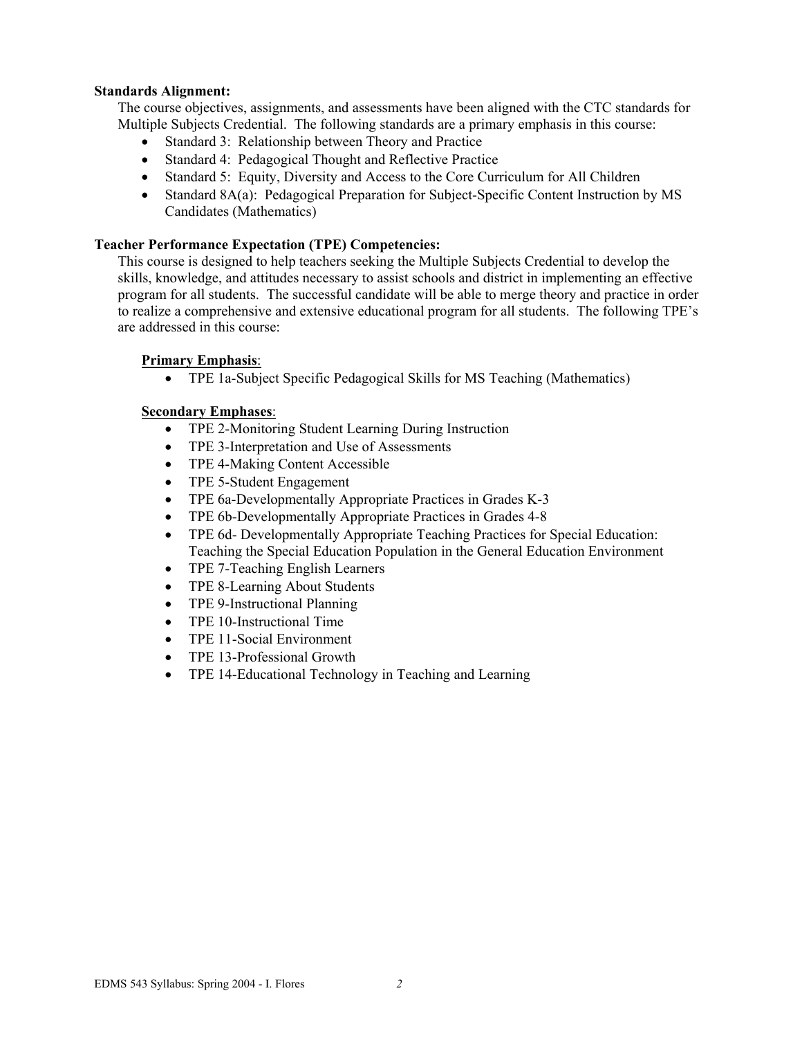**Standards Alignment:**

The course objectives, assignments, and assessments have been aligned with the CTC standards for Multiple Subjects Credential. The following standards are a primary emphasis in this course:

- Standard 3: Relationship between Theory and Practice
- Standard 4: Pedagogical Thought and Reflective Practice
- Standard 5: Equity, Diversity and Access to the Core Curriculum for All Children
- Standard 8A(a): Pedagogical Preparation for Subject-Specific Content Instruction by MS Candidates (Mathematics)

**Teacher Performance Expectation (TPE) Competencies:**

This course is designed to help teachers seeking the Multiple Subjects Credential to develop the skills, knowledge, and attitudes necessary to assist schools and district in implementing an effective program for all students. The successful candidate will be able to merge theory and practice in order to realize a comprehensive and extensive educational program for all students. The following TPE's are addressed in this course:

**Primary Emphasis**:

- TPE 1a-Subject Specific Pedagogical Skills for MS Teaching (Mathematics)

**Secondary Emphases**:

- TPE 2-Monitoring Student Learning During Instruction
- TPE 3-Interpretation and Use of Assessments
- TPE 4-Making Content Accessible
- TPE 5-Student Engagement
- TPE 6a-Developmentally Appropriate Practices in Grades K-3
- TPE 6b-Developmentally Appropriate Practices in Grades 4-8
- TPE 6d- Developmentally Appropriate Teaching Practices for Special Education: Teaching the Special Education Population in the General Education Environment
- TPE 7-Teaching English Learners
- TPE 8-Learning About Students
- TPE 9-Instructional Planning
- TPE 10-Instructional Time
- TPE 11-Social Environment
- TPE 13-Professional Growth
- TPE 14-Educational Technology in Teaching and Learning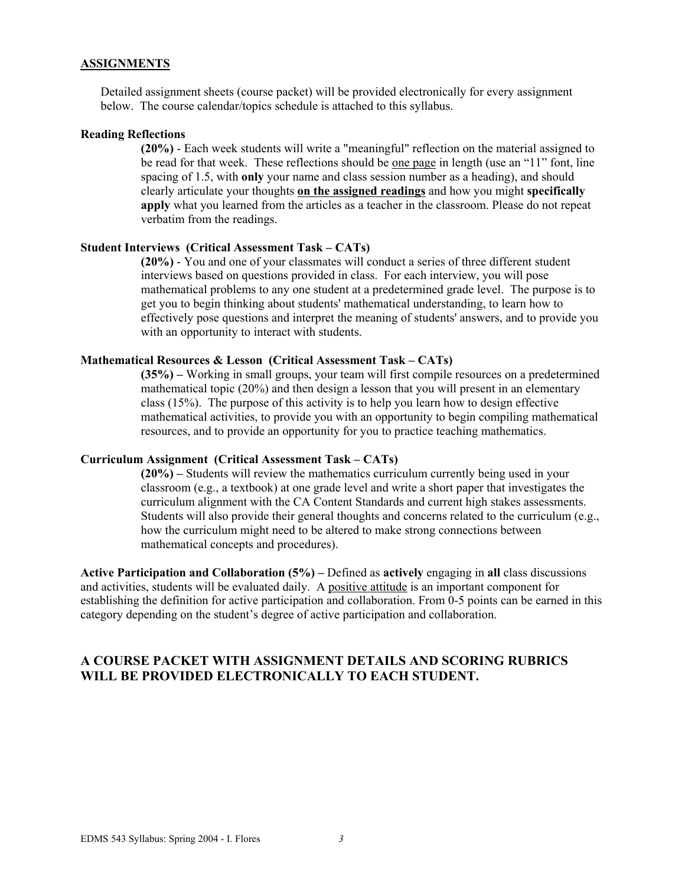## <u>ASSIGNMENTS</u>

Detailed assignment sheets (course packet) will be provided electronically for every assignment below. The course calendar/topics schedule is attached to this syllabus.

### Reading Reflections

**(20%)** - Each week students will write a "meaningful" reflection on the material assigned to be read for that week. These reflections should be <u>one page</u> in length (use an "11" font, line spacing of 1.5, with **only** your name and class session number as a heading), and should clearly articulate your thoughts **<u>on the assigned readings</u>** and how you might **specifically apply** what you learned from the articles as a teacher in the classroom. Please do not repeat verbatim from the readings.

### Student Interviews (Critical Assessment Task – CATs)

**(20%)** - You and one of your classmates will conduct a series of three different student interviews based on questions provided in class. For each interview, you will pose mathematical problems to any one student at a predetermined grade level. The purpose is to get you to begin thinking about students' mathematical understanding, to learn how to effectively pose questions and interpret the meaning of students' answers, and to provide you with an opportunity to interact with students.

### Mathematical Resources & Lesson (Critical Assessment Task – CATs)

**(35%) –** Working in small groups, your team will first compile resources on a predetermined mathematical topic (20%) and then design a lesson that you will present in an elementary class (15%). The purpose of this activity is to help you learn how to design effective mathematical activities, to provide you with an opportunity to begin compiling mathematical resources, and to provide an opportunity for you to practice teaching mathematics.

### Curriculum Assignment (Critical Assessment Task – CATs)

**(20%) –** Students will review the mathematics curriculum currently being used in your classroom (e.g., a textbook) at one grade level and write a short paper that investigates the curriculum alignment with the CA Content Standards and current high stakes assessments. Students will also provide their general thoughts and concerns related to the curriculum (e.g., how the curriculum might need to be altered to make strong connections between mathematical concepts and procedures).

**Active Participation and Collaboration (5%) –** Defined as **actively** engaging in **all** class discussions and activities, students will be evaluated daily. A <u>positive attitude</u> is an important component for establishing the definition for active participation and collaboration. From 0-5 points can be earned in this category depending on the student's degree of active participation and collaboration.

## A COURSE PACKET WITH ASSIGNMENT DETAILS AND SCORING RUBRICS WILL BE PROVIDED ELECTRONICALLY TO EACH STUDENT.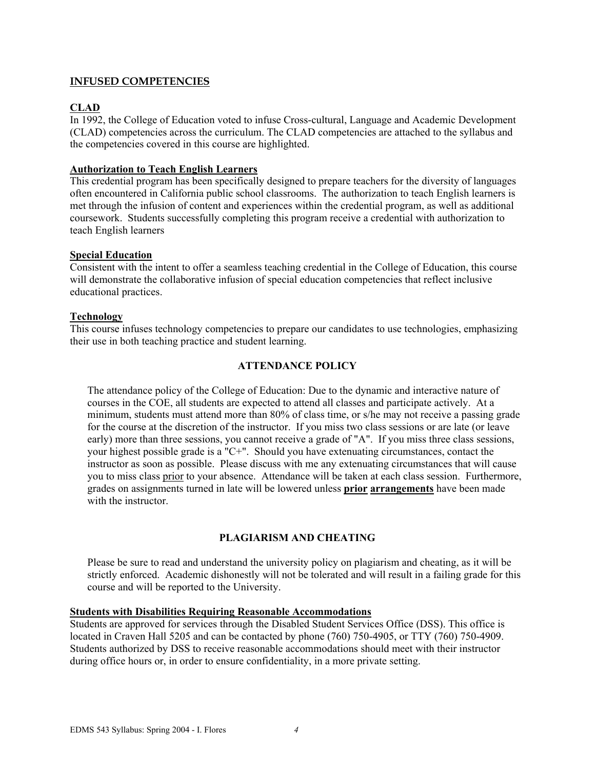## INFUSED COMPETENCIES

### CLAD

In 1992, the College of Education voted to infuse Cross-cultural, Language and Academic Development (CLAD) competencies across the curriculum. The CLAD competencies are attached to the syllabus and the competencies covered in this course are highlighted.

### Authorization to Teach English Learners

This credential program has been specifically designed to prepare teachers for the diversity of languages often encountered in California public school classrooms. The authorization to teach English learners is met through the infusion of content and experiences within the credential program, as well as additional coursework. Students successfully completing this program receive a credential with authorization to teach English learners

### Special Education

Consistent with the intent to offer a seamless teaching credential in the College of Education, this course will demonstrate the collaborative infusion of special education competencies that reflect inclusive educational practices.

### Technology

This course infuses technology competencies to prepare our candidates to use technologies, emphasizing their use in both teaching practice and student learning.

## ATTENDANCE POLICY

The attendance policy of the College of Education: Due to the dynamic and interactive nature of courses in the COE, all students are expected to attend all classes and participate actively. At a minimum, students must attend more than 80% of class time, or s/he may not receive a passing grade for the course at the discretion of the instructor. If you miss two class sessions or are late (or leave early) more than three sessions, you cannot receive a grade of "A". If you miss three class sessions, your highest possible grade is a "C+". Should you have extenuating circumstances, contact the instructor as soon as possible. Please discuss with me any extenuating circumstances that will cause you to miss class prior to your absence. Attendance will be taken at each class session. Furthermore, grades on assignments turned in late will be lowered unless **prior arrangements** have been made with the instructor.

## PLAGIARISM AND CHEATING

Please be sure to read and understand the university policy on plagiarism and cheating, as it will be strictly enforced. Academic dishonestly will not be tolerated and will result in a failing grade for this course and will be reported to the University.

### Students with Disabilities Requiring Reasonable Accommodations

Students are approved for services through the Disabled Student Services Office (DSS). This office is located in Craven Hall 5205 and can be contacted by phone (760) 750-4905, or TTY (760) 750-4909. Students authorized by DSS to receive reasonable accommodations should meet with their instructor during office hours or, in order to ensure confidentiality, in a more private setting.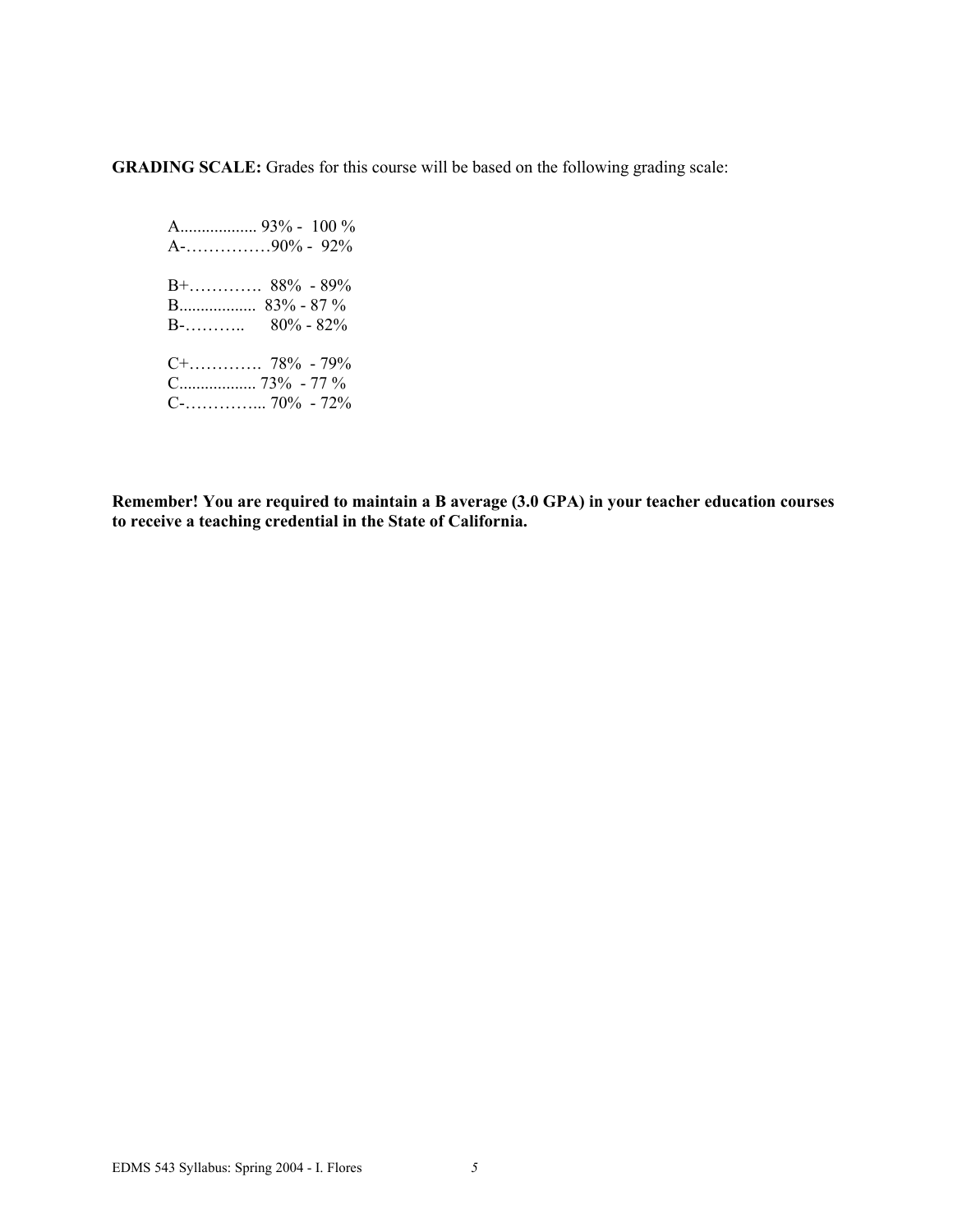**GRADING SCALE:** Grades for this course will be based on the following grading scale:

A.................. 93% - 100 %
A-……………90% - 92%

B+…………. 88% - 89%
B.................. 83% - 87 %
B-……….. 80% - 82%

C+…………. 78% - 79%
C.................. 73% - 77 %
C-………….. 70% - 72%

**Remember! You are required to maintain a B average (3.0 GPA) in your teacher education courses to receive a teaching credential in the State of California.**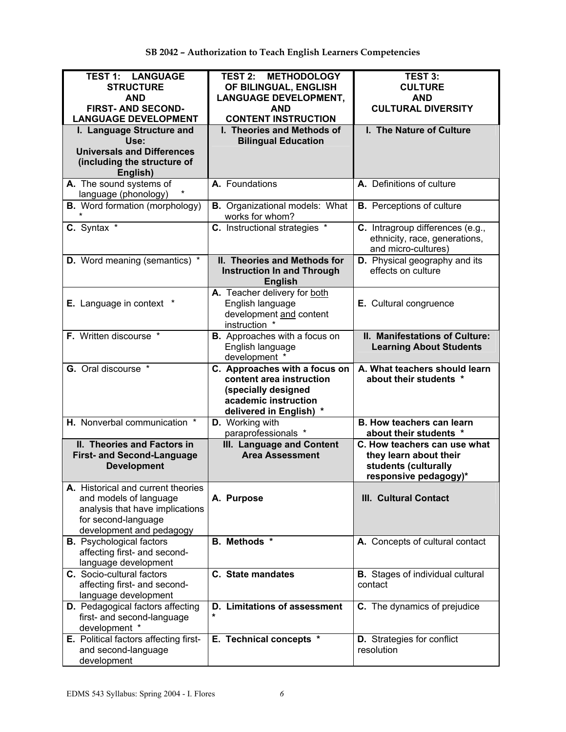**SB 2042 – Authorization to Teach English Learners Competencies**

| TEST 1: LANGUAGE STRUCTURE AND FIRST- AND SECOND-LANGUAGE DEVELOPMENT | TEST 2: METHODOLOGY OF BILINGUAL, ENGLISH LANGUAGE DEVELOPMENT, AND CONTENT INSTRUCTION | TEST 3: CULTURE AND CULTURAL DIVERSITY |
|---|---|---|
| **I. Language Structure and Use: Universals and Differences (including the structure of English)** | **I. Theories and Methods of Bilingual Education** | **I. The Nature of Culture** |
| **A.** The sound systems of language (phonology) * | **A.** Foundations | **A.** Definitions of culture |
| **B.** Word formation (morphology) * | **B.** Organizational models: What works for whom? | **B.** Perceptions of culture |
| **C.** Syntax * | **C.** Instructional strategies * | **C.** Intragroup differences (e.g., ethnicity, race, generations, and micro-cultures) |
| **D.** Word meaning (semantics) * | **II. Theories and Methods for Instruction In and Through English** | **D.** Physical geography and its effects on culture |
| **E.** Language in context * | **A.** Teacher delivery for both English language development and content instruction * | **E.** Cultural congruence |
| **F.** Written discourse * | **B.** Approaches with a focus on English language development * | **II. Manifestations of Culture: Learning About Students** |
| **G.** Oral discourse * | **C. Approaches with a focus on content area instruction (specially designed academic instruction delivered in English) *** | **A. What teachers should learn about their students *** |
| **H.** Nonverbal communication * | **D.** Working with paraprofessionals * | **B. How teachers can learn about their students *** |
| **II. Theories and Factors in First- and Second-Language Development** | **III. Language and Content Area Assessment** | **C. How teachers can use what they learn about their students (culturally responsive pedagogy)*** |
| **A.** Historical and current theories and models of language analysis that have implications for second-language development and pedagogy | **A. Purpose** | **III. Cultural Contact** |
| **B.** Psychological factors affecting first- and second-language development | **B. Methods *** | **A.** Concepts of cultural contact |
| **C.** Socio-cultural factors affecting first- and second-language development | **C. State mandates** | **B.** Stages of individual cultural contact |
| **D.** Pedagogical factors affecting first- and second-language development * | **D. Limitations of assessment *** | **C.** The dynamics of prejudice |
| **E.** Political factors affecting first- and second-language development | **E. Technical concepts *** | **D.** Strategies for conflict resolution |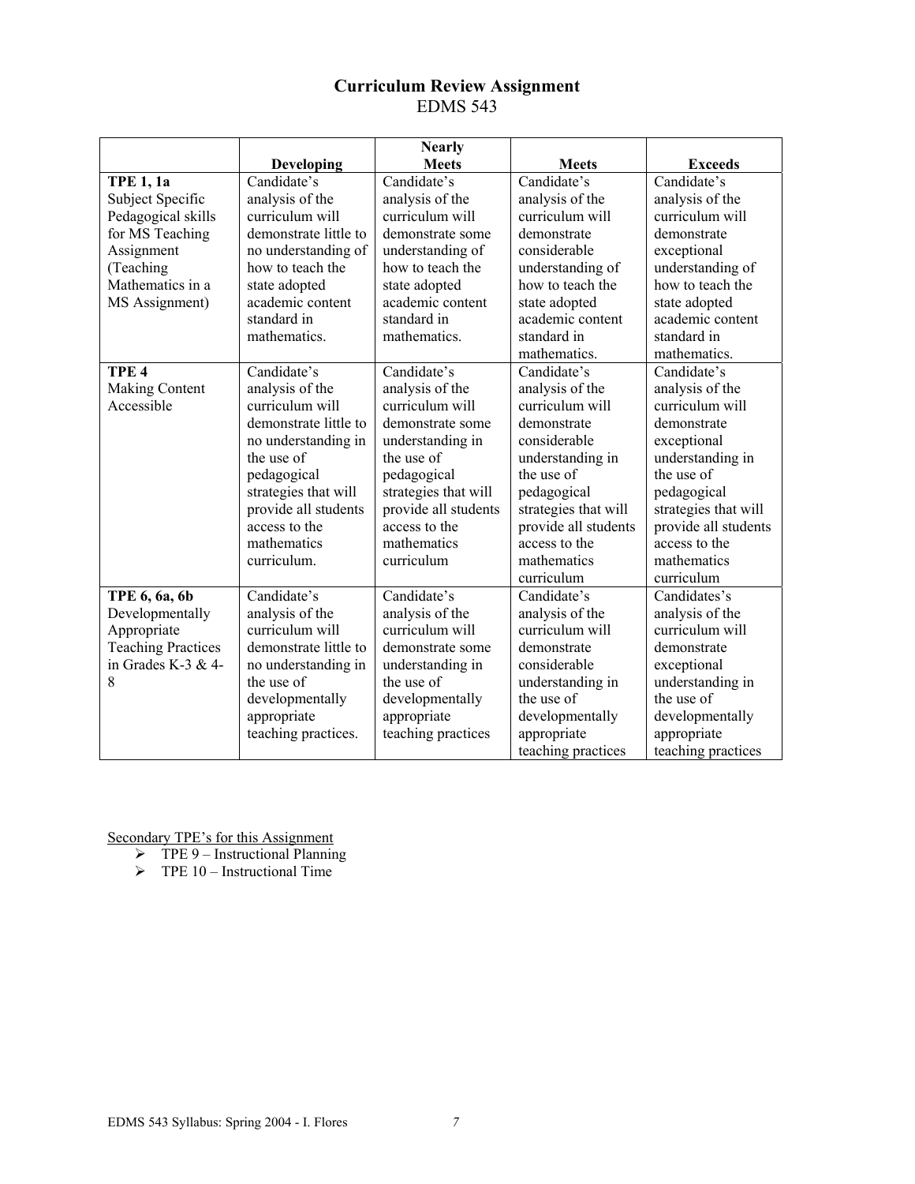# Curriculum Review Assignment

## EDMS 543

| | Developing | Nearly Meets | Meets | Exceeds |
|---|---|---|---|---|
| **TPE 1, 1a** Subject Specific Pedagogical skills for MS Teaching Assignment (Teaching Mathematics in a MS Assignment) | Candidate's analysis of the curriculum will demonstrate little to no understanding of how to teach the state adopted academic content standard in mathematics. | Candidate's analysis of the curriculum will demonstrate some understanding of how to teach the state adopted academic content standard in mathematics. | Candidate's analysis of the curriculum will demonstrate considerable understanding of how to teach the state adopted academic content standard in mathematics. | Candidate's analysis of the curriculum will demonstrate exceptional understanding of how to teach the state adopted academic content standard in mathematics. |
| **TPE 4** Making Content Accessible | Candidate's analysis of the curriculum will demonstrate little to no understanding in the use of pedagogical strategies that will provide all students access to the mathematics curriculum. | Candidate's analysis of the curriculum will demonstrate some understanding in the use of pedagogical strategies that will provide all students access to the mathematics curriculum | Candidate's analysis of the curriculum will demonstrate considerable understanding in the use of pedagogical strategies that will provide all students access to the mathematics curriculum | Candidate's analysis of the curriculum will demonstrate exceptional understanding in the use of pedagogical strategies that will provide all students access to the mathematics curriculum |
| **TPE 6, 6a, 6b** Developmentally Appropriate Teaching Practices in Grades K-3 & 4-8 | Candidate's analysis of the curriculum will demonstrate little to no understanding in the use of developmentally appropriate teaching practices. | Candidate's analysis of the curriculum will demonstrate some understanding in the use of developmentally appropriate teaching practices | Candidate's analysis of the curriculum will demonstrate considerable understanding in the use of developmentally appropriate teaching practices | Candidates's analysis of the curriculum will demonstrate exceptional understanding in the use of developmentally appropriate teaching practices |

<u>Secondary TPE's for this Assignment</u>

- TPE 9 – Instructional Planning
- TPE 10 – Instructional Time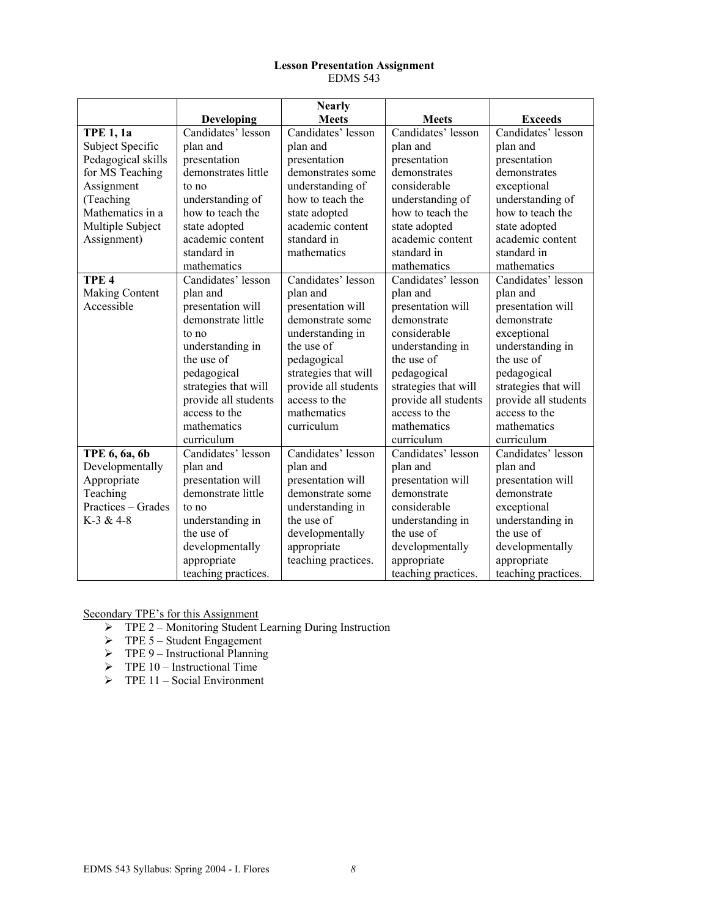**Lesson Presentation Assignment**
EDMS 543

| | Developing | Nearly Meets | Meets | Exceeds |
|---|---|---|---|---|
| **TPE 1, 1a** Subject Specific Pedagogical skills for MS Teaching Assignment (Teaching Mathematics in a Multiple Subject Assignment) | Candidates' lesson plan and presentation demonstrates little to no understanding of how to teach the state adopted academic content standard in mathematics | Candidates' lesson plan and presentation demonstrates some understanding of how to teach the state adopted academic content standard in mathematics | Candidates' lesson plan and presentation demonstrates considerable understanding of how to teach the state adopted academic content standard in mathematics | Candidates' lesson plan and presentation demonstrates exceptional understanding of how to teach the state adopted academic content standard in mathematics |
| **TPE 4** Making Content Accessible | Candidates' lesson plan and presentation will demonstrate little to no understanding in the use of pedagogical strategies that will provide all students access to the mathematics curriculum | Candidates' lesson plan and presentation will demonstrate some understanding in the use of pedagogical strategies that will provide all students access to the mathematics curriculum | Candidates' lesson plan and presentation will demonstrate considerable understanding in the use of pedagogical strategies that will provide all students access to the mathematics curriculum | Candidates' lesson plan and presentation will demonstrate exceptional understanding in the use of pedagogical strategies that will provide all students access to the mathematics curriculum |
| **TPE 6, 6a, 6b** Developmentally Appropriate Teaching Practices – Grades K-3 & 4-8 | Candidates' lesson plan and presentation will demonstrate little to no understanding in the use of developmentally appropriate teaching practices. | Candidates' lesson plan and presentation will demonstrate some understanding in the use of developmentally appropriate teaching practices. | Candidates' lesson plan and presentation will demonstrate considerable understanding in the use of developmentally appropriate teaching practices. | Candidates' lesson plan and presentation will demonstrate exceptional understanding in the use of developmentally appropriate teaching practices. |

Secondary TPE's for this Assignment

- TPE 2 – Monitoring Student Learning During Instruction
- TPE 5 – Student Engagement
- TPE 9 – Instructional Planning
- TPE 10 – Instructional Time
- TPE 11 – Social Environment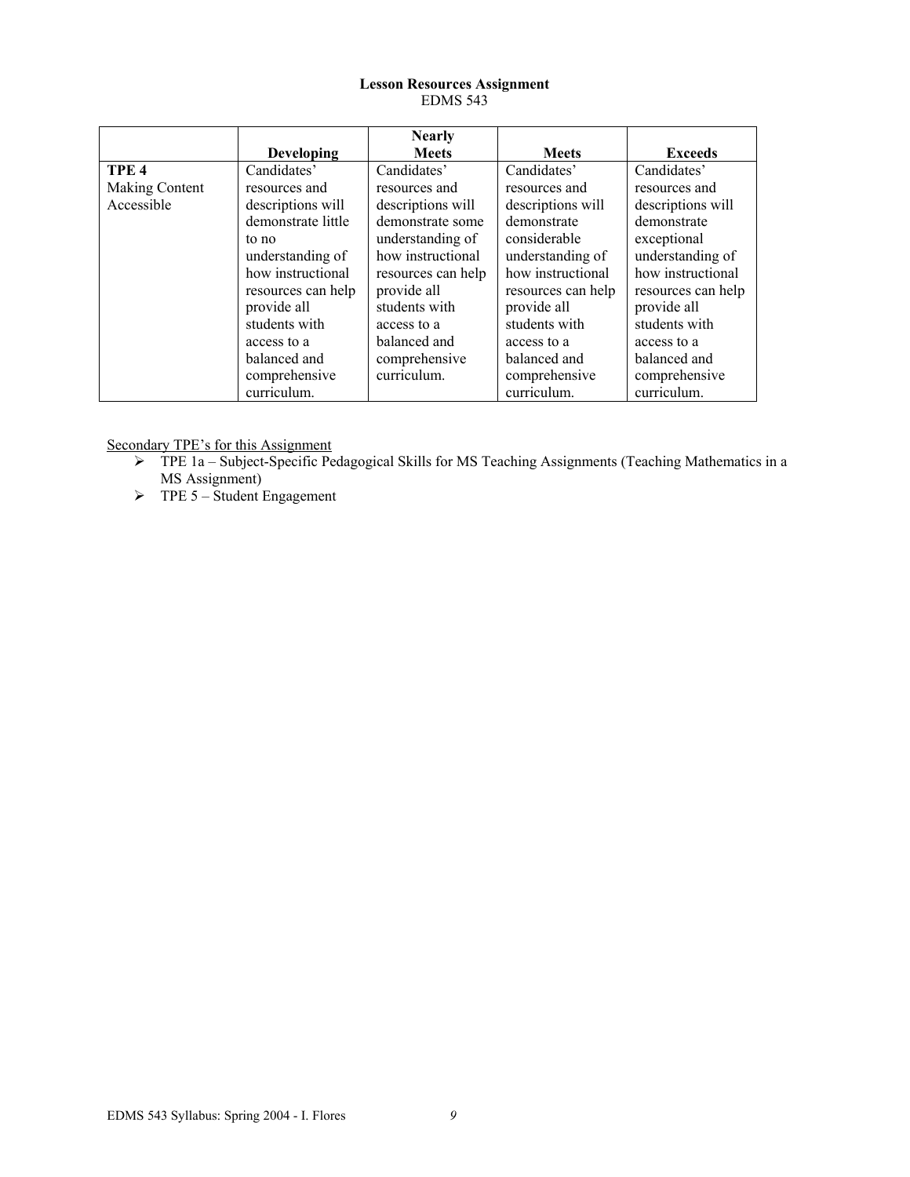**Lesson Resources Assignment**
EDMS 543

| | **Developing** | **Nearly Meets** | **Meets** | **Exceeds** |
|---|---|---|---|---|
| **TPE 4** Making Content Accessible | Candidates' resources and descriptions will demonstrate little to no understanding of how instructional resources can help provide all students with access to a balanced and comprehensive curriculum. | Candidates' resources and descriptions will demonstrate some understanding of how instructional resources can help provide all students with access to a balanced and comprehensive curriculum. | Candidates' resources and descriptions will demonstrate considerable understanding of how instructional resources can help provide all students with access to a balanced and comprehensive curriculum. | Candidates' resources and descriptions will demonstrate exceptional understanding of how instructional resources can help provide all students with access to a balanced and comprehensive curriculum. |

<u>Secondary TPE's for this Assignment</u>

- TPE 1a – Subject-Specific Pedagogical Skills for MS Teaching Assignments (Teaching Mathematics in a MS Assignment)
- TPE 5 – Student Engagement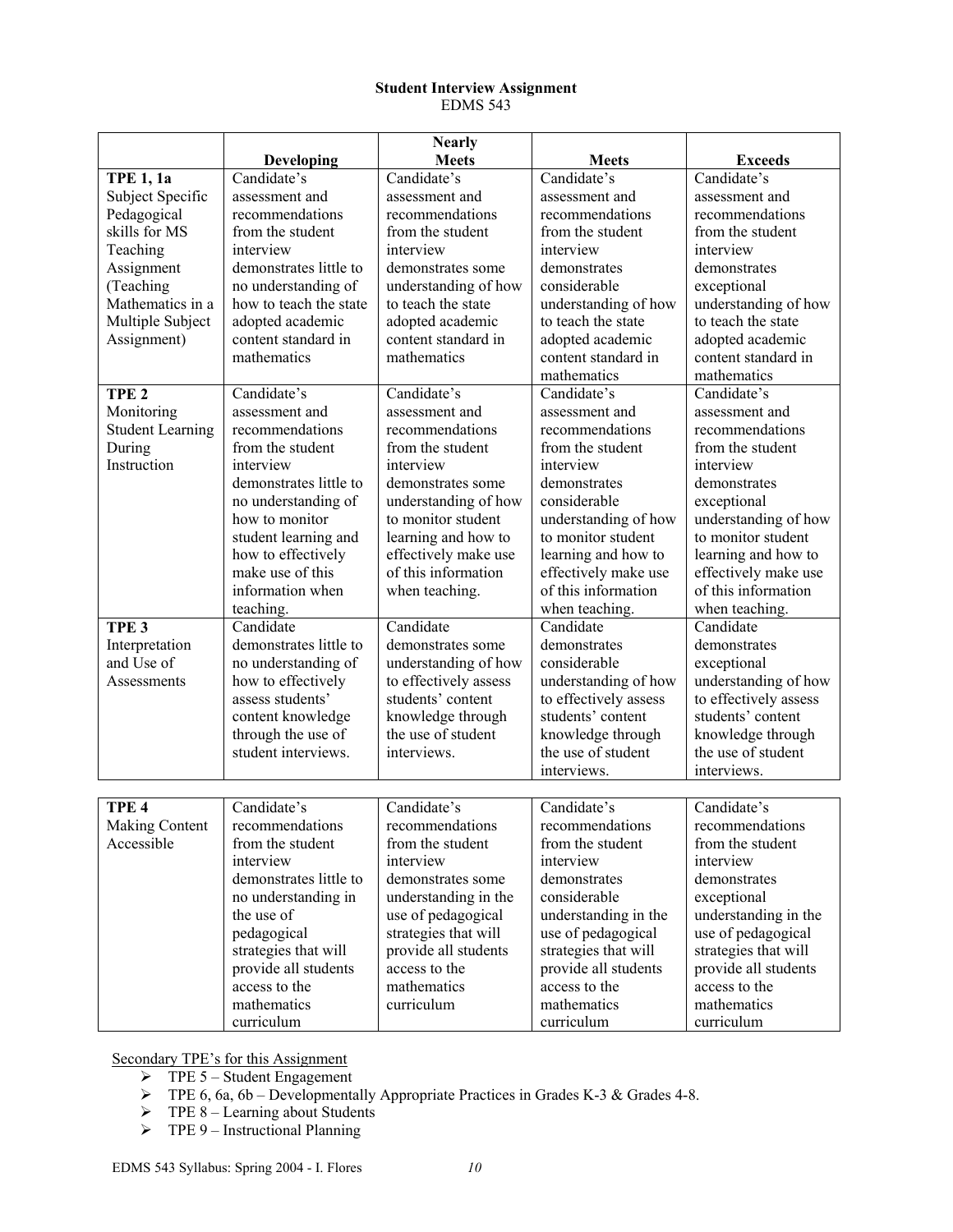**Student Interview Assignment**
EDMS 543

| | Developing | Nearly Meets | Meets | Exceeds |
|---|---|---|---|---|
| **TPE 1, 1a** Subject Specific Pedagogical skills for MS Teaching Assignment (Teaching Mathematics in a Multiple Subject Assignment) | Candidate's assessment and recommendations from the student interview demonstrates little to no understanding of how to teach the state adopted academic content standard in mathematics | Candidate's assessment and recommendations from the student interview demonstrates some understanding of how to teach the state adopted academic content standard in mathematics | Candidate's assessment and recommendations from the student interview demonstrates considerable understanding of how to teach the state adopted academic content standard in mathematics | Candidate's assessment and recommendations from the student interview demonstrates exceptional understanding of how to teach the state adopted academic content standard in mathematics |
| **TPE 2** Monitoring Student Learning During Instruction | Candidate's assessment and recommendations from the student interview demonstrates little to no understanding of how to monitor student learning and how to effectively make use of this information when teaching. | Candidate's assessment and recommendations from the student interview demonstrates some understanding of how to monitor student learning and how to effectively make use of this information when teaching. | Candidate's assessment and recommendations from the student interview demonstrates considerable understanding of how to monitor student learning and how to effectively make use of this information when teaching. | Candidate's assessment and recommendations from the student interview demonstrates exceptional understanding of how to monitor student learning and how to effectively make use of this information when teaching. |
| **TPE 3** Interpretation and Use of Assessments | Candidate demonstrates little to no understanding of how to effectively assess students' content knowledge through the use of student interviews. | Candidate demonstrates some understanding of how to effectively assess students' content knowledge through the use of student interviews. | Candidate demonstrates considerable understanding of how to effectively assess students' content knowledge through the use of student interviews. | Candidate demonstrates exceptional understanding of how to effectively assess students' content knowledge through the use of student interviews. |
| **TPE 4** Making Content Accessible | Candidate's recommendations from the student interview demonstrates little to no understanding in the use of pedagogical strategies that will provide all students access to the mathematics curriculum | Candidate's recommendations from the student interview demonstrates some understanding in the use of pedagogical strategies that will provide all students access to the mathematics curriculum | Candidate's recommendations from the student interview demonstrates considerable understanding in the use of pedagogical strategies that will provide all students access to the mathematics curriculum | Candidate's recommendations from the student interview demonstrates exceptional understanding in the use of pedagogical strategies that will provide all students access to the mathematics curriculum |

Secondary TPE's for this Assignment

- TPE 5 – Student Engagement
- TPE 6, 6a, 6b – Developmentally Appropriate Practices in Grades K-3 & Grades 4-8.
- TPE 8 – Learning about Students
- TPE 9 – Instructional Planning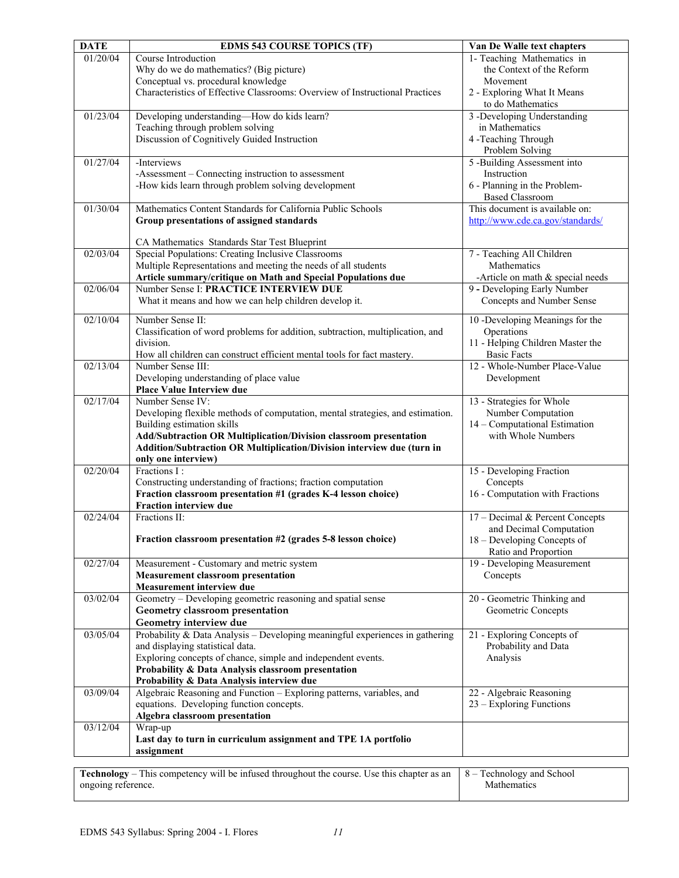| DATE | EDMS 543 COURSE TOPICS (TF) | Van De Walle text chapters |
|---|---|---|
| 01/20/04 | Course Introduction<br>Why do we do mathematics? (Big picture)<br>Conceptual vs. procedural knowledge<br>Characteristics of Effective Classrooms: Overview of Instructional Practices | 1- Teaching Mathematics in the Context of the Reform Movement<br>2 - Exploring What It Means to do Mathematics |
| 01/23/04 | Developing understanding—How do kids learn?<br>Teaching through problem solving<br>Discussion of Cognitively Guided Instruction | 3 -Developing Understanding in Mathematics<br>4 -Teaching Through Problem Solving |
| 01/27/04 | -Interviews<br>-Assessment – Connecting instruction to assessment<br>-How kids learn through problem solving development | 5 -Building Assessment into Instruction<br>6 - Planning in the Problem-Based Classroom |
| 01/30/04 | Mathematics Content Standards for California Public Schools<br>**Group presentations of assigned standards**<br><br>CA Mathematics Standards Star Test Blueprint | This document is available on: http://www.cde.ca.gov/standards/ |
| 02/03/04 | Special Populations: Creating Inclusive Classrooms<br>Multiple Representations and meeting the needs of all students<br>**Article summary/critique on Math and Special Populations due** | 7 - Teaching All Children Mathematics<br>-Article on math & special needs |
| 02/06/04 | Number Sense I: **PRACTICE INTERVIEW DUE**<br>What it means and how we can help children develop it. | 9 - Developing Early Number Concepts and Number Sense |
| 02/10/04 | Number Sense II:<br>Classification of word problems for addition, subtraction, multiplication, and division.<br>How all children can construct efficient mental tools for fact mastery. | 10 -Developing Meanings for the Operations<br>11 - Helping Children Master the Basic Facts |
| 02/13/04 | Number Sense III:<br>Developing understanding of place value<br>**Place Value Interview due** | 12 - Whole-Number Place-Value Development |
| 02/17/04 | Number Sense IV:<br>Developing flexible methods of computation, mental strategies, and estimation.<br>Building estimation skills<br>**Add/Subtraction OR Multiplication/Division classroom presentation**<br>**Addition/Subtraction OR Multiplication/Division interview due (turn in only one interview)** | 13 - Strategies for Whole Number Computation<br>14 – Computational Estimation with Whole Numbers |
| 02/20/04 | Fractions I :<br>Constructing understanding of fractions; fraction computation<br>**Fraction classroom presentation #1 (grades K-4 lesson choice)**<br>**Fraction interview due** | 15 - Developing Fraction Concepts<br>16 - Computation with Fractions |
| 02/24/04 | Fractions II:<br><br>**Fraction classroom presentation #2 (grades 5-8 lesson choice)** | 17 – Decimal & Percent Concepts and Decimal Computation<br>18 – Developing Concepts of Ratio and Proportion |
| 02/27/04 | Measurement - Customary and metric system<br>**Measurement classroom presentation**<br>**Measurement interview due** | 19 - Developing Measurement Concepts |
| 03/02/04 | Geometry – Developing geometric reasoning and spatial sense<br>**Geometry classroom presentation**<br>**Geometry interview due** | 20 - Geometric Thinking and Geometric Concepts |
| 03/05/04 | Probability & Data Analysis – Developing meaningful experiences in gathering and displaying statistical data.<br>Exploring concepts of chance, simple and independent events.<br>**Probability & Data Analysis classroom presentation**<br>**Probability & Data Analysis interview due** | 21 - Exploring Concepts of Probability and Data Analysis |
| 03/09/04 | Algebraic Reasoning and Function – Exploring patterns, variables, and equations. Developing function concepts.<br>**Algebra classroom presentation** | 22 - Algebraic Reasoning<br>23 – Exploring Functions |
| 03/12/04 | Wrap-up<br>**Last day to turn in curriculum assignment and TPE 1A portfolio assignment** | |

| | |
|---|---|
| **Technology** – This competency will be infused throughout the course. Use this chapter as an ongoing reference. | 8 – Technology and School Mathematics |